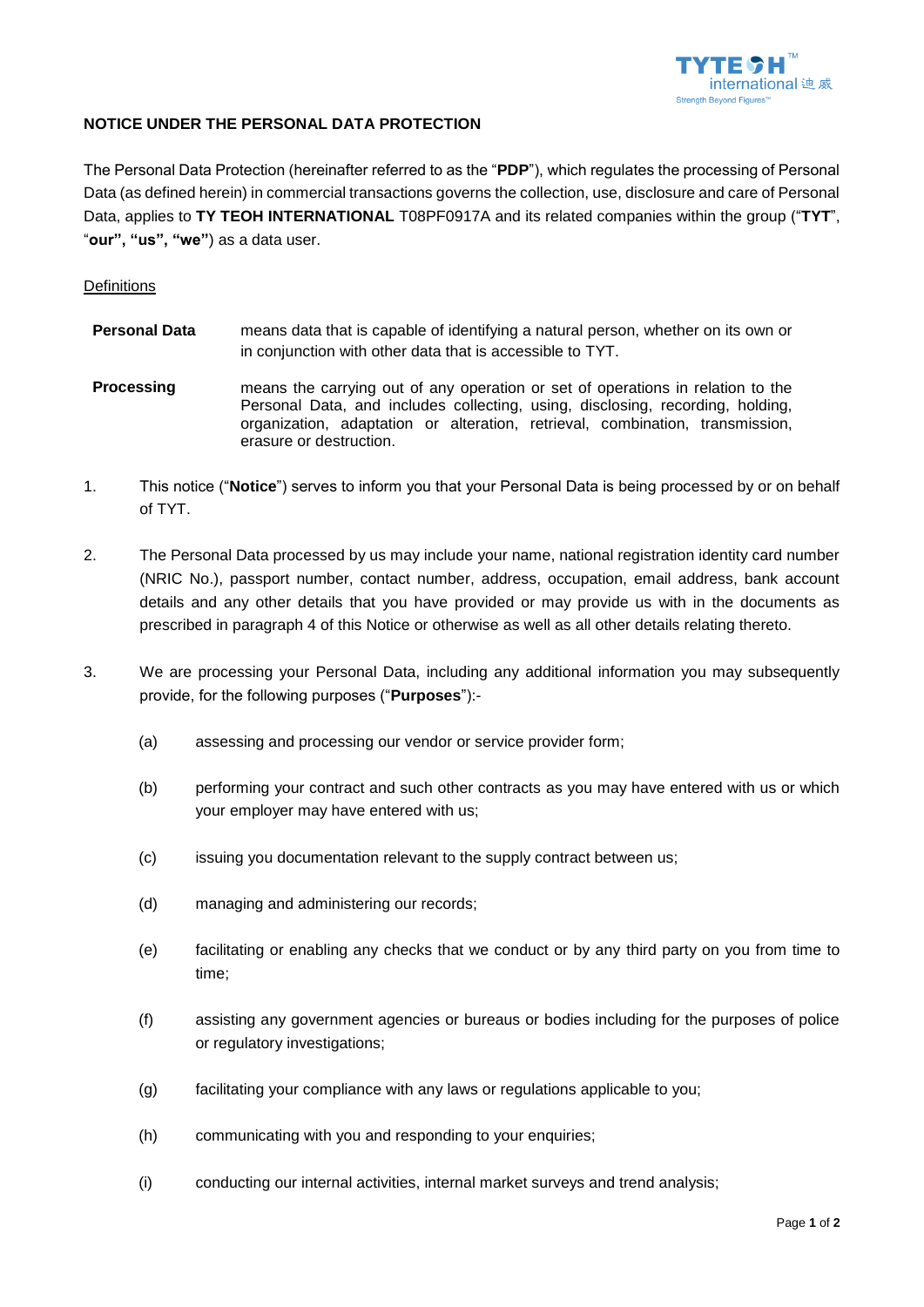## NOTICE UNDER THE PERSONAL DATA PROTECTION

The Personal Data Protection (hereinafter referred to as the "**PDP**"), which regulates the processing of Personal Data (as defined herein) in commercial transactions governs the collection, use, disclosure and care of Personal Data, applies to **TY TEOH INTERNATIONAL** T08PF0917A and its related companies within the group ("**TYT**", "**our", "us", "we"**) as a data user.

<u>Definitions</u>

| | |
|---|---|
| **Personal Data** | means data that is capable of identifying a natural person, whether on its own or in conjunction with other data that is accessible to TYT. |
| **Processing** | means the carrying out of any operation or set of operations in relation to the Personal Data, and includes collecting, using, disclosing, recording, holding, organization, adaptation or alteration, retrieval, combination, transmission, erasure or destruction. |

1. This notice ("**Notice**") serves to inform you that your Personal Data is being processed by or on behalf of TYT.

2. The Personal Data processed by us may include your name, national registration identity card number (NRIC No.), passport number, contact number, address, occupation, email address, bank account details and any other details that you have provided or may provide us with in the documents as prescribed in paragraph 4 of this Notice or otherwise as well as all other details relating thereto.

3. We are processing your Personal Data, including any additional information you may subsequently provide, for the following purposes ("**Purposes**"):-

   (a) assessing and processing our vendor or service provider form;

   (b) performing your contract and such other contracts as you may have entered with us or which your employer may have entered with us;

   (c) issuing you documentation relevant to the supply contract between us;

   (d) managing and administering our records;

   (e) facilitating or enabling any checks that we conduct or by any third party on you from time to time;

   (f) assisting any government agencies or bureaus or bodies including for the purposes of police or regulatory investigations;

   (g) facilitating your compliance with any laws or regulations applicable to you;

   (h) communicating with you and responding to your enquiries;

   (i) conducting our internal activities, internal market surveys and trend analysis;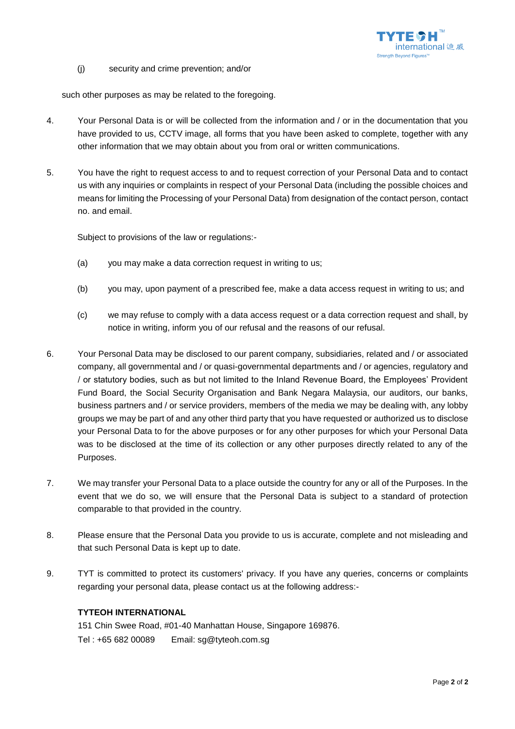(j) security and crime prevention; and/or

such other purposes as may be related to the foregoing.

4. Your Personal Data is or will be collected from the information and / or in the documentation that you have provided to us, CCTV image, all forms that you have been asked to complete, together with any other information that we may obtain about you from oral or written communications.

5. You have the right to request access to and to request correction of your Personal Data and to contact us with any inquiries or complaints in respect of your Personal Data (including the possible choices and means for limiting the Processing of your Personal Data) from designation of the contact person, contact no. and email.

   Subject to provisions of the law or regulations:-

   (a) you may make a data correction request in writing to us;

   (b) you may, upon payment of a prescribed fee, make a data access request in writing to us; and

   (c) we may refuse to comply with a data access request or a data correction request and shall, by notice in writing, inform you of our refusal and the reasons of our refusal.

6. Your Personal Data may be disclosed to our parent company, subsidiaries, related and / or associated company, all governmental and / or quasi-governmental departments and / or agencies, regulatory and / or statutory bodies, such as but not limited to the Inland Revenue Board, the Employees' Provident Fund Board, the Social Security Organisation and Bank Negara Malaysia, our auditors, our banks, business partners and / or service providers, members of the media we may be dealing with, any lobby groups we may be part of and any other third party that you have requested or authorized us to disclose your Personal Data to for the above purposes or for any other purposes for which your Personal Data was to be disclosed at the time of its collection or any other purposes directly related to any of the Purposes.

7. We may transfer your Personal Data to a place outside the country for any or all of the Purposes. In the event that we do so, we will ensure that the Personal Data is subject to a standard of protection comparable to that provided in the country.

8. Please ensure that the Personal Data you provide to us is accurate, complete and not misleading and that such Personal Data is kept up to date.

9. TYT is committed to protect its customers' privacy. If you have any queries, concerns or complaints regarding your personal data, please contact us at the following address:-

   **TYTEOH INTERNATIONAL**
   151 Chin Swee Road, #01-40 Manhattan House, Singapore 169876.
   Tel : +65 682 00089    Email: sg@tyteoh.com.sg